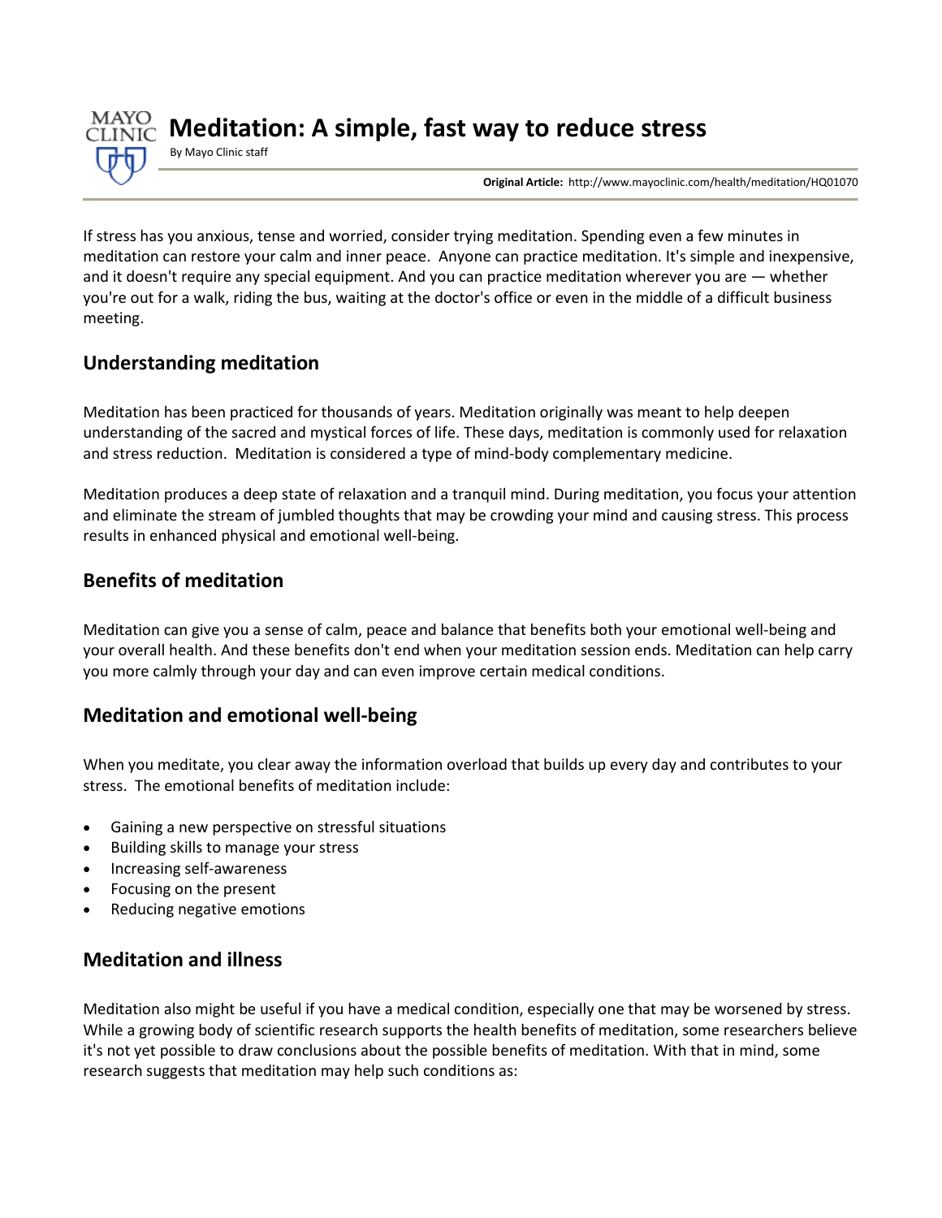# Meditation: A simple, fast way to reduce stress

By Mayo Clinic staff

**Original Article:** http://www.mayoclinic.com/health/meditation/HQ01070

If stress has you anxious, tense and worried, consider trying meditation. Spending even a few minutes in meditation can restore your calm and inner peace. Anyone can practice meditation. It's simple and inexpensive, and it doesn't require any special equipment. And you can practice meditation wherever you are — whether you're out for a walk, riding the bus, waiting at the doctor's office or even in the middle of a difficult business meeting.

## Understanding meditation

Meditation has been practiced for thousands of years. Meditation originally was meant to help deepen understanding of the sacred and mystical forces of life. These days, meditation is commonly used for relaxation and stress reduction. Meditation is considered a type of mind-body complementary medicine.

Meditation produces a deep state of relaxation and a tranquil mind. During meditation, you focus your attention and eliminate the stream of jumbled thoughts that may be crowding your mind and causing stress. This process results in enhanced physical and emotional well-being.

## Benefits of meditation

Meditation can give you a sense of calm, peace and balance that benefits both your emotional well-being and your overall health. And these benefits don't end when your meditation session ends. Meditation can help carry you more calmly through your day and can even improve certain medical conditions.

## Meditation and emotional well-being

When you meditate, you clear away the information overload that builds up every day and contributes to your stress. The emotional benefits of meditation include:

- Gaining a new perspective on stressful situations
- Building skills to manage your stress
- Increasing self-awareness
- Focusing on the present
- Reducing negative emotions

## Meditation and illness

Meditation also might be useful if you have a medical condition, especially one that may be worsened by stress. While a growing body of scientific research supports the health benefits of meditation, some researchers believe it's not yet possible to draw conclusions about the possible benefits of meditation. With that in mind, some research suggests that meditation may help such conditions as: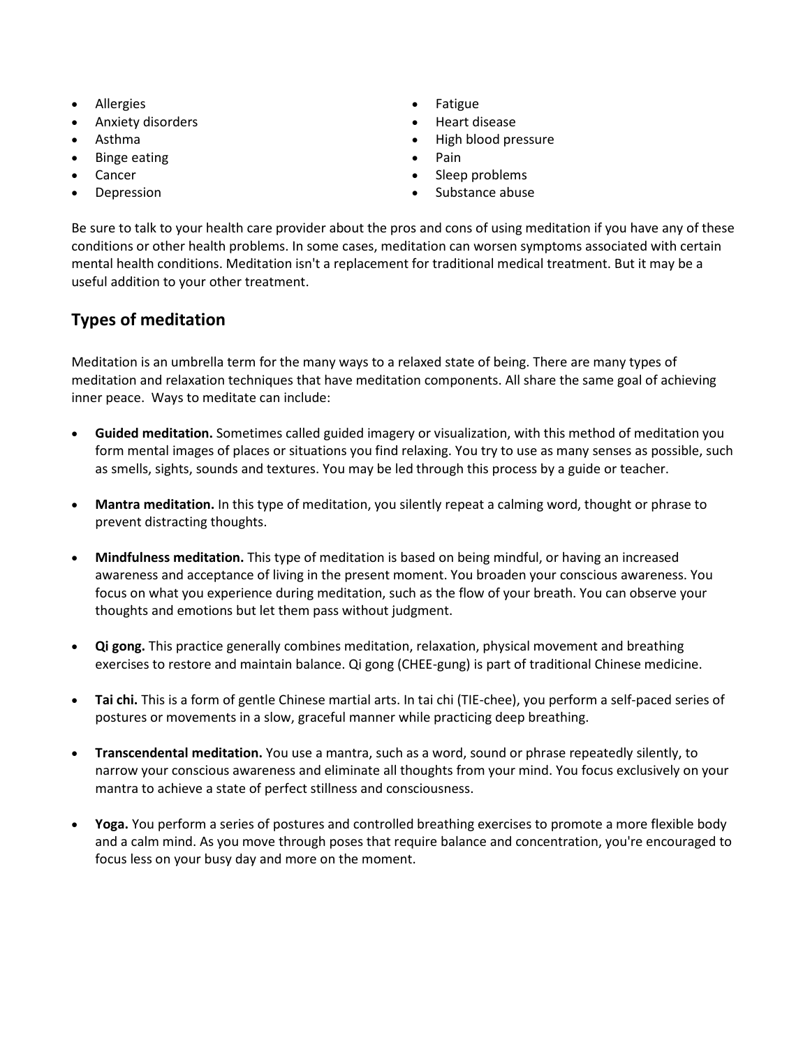- Allergies
- Anxiety disorders
- Asthma
- Binge eating
- Cancer
- Depression
- Fatigue
- Heart disease
- High blood pressure
- Pain
- Sleep problems
- Substance abuse

Be sure to talk to your health care provider about the pros and cons of using meditation if you have any of these conditions or other health problems. In some cases, meditation can worsen symptoms associated with certain mental health conditions. Meditation isn't a replacement for traditional medical treatment. But it may be a useful addition to your other treatment.

## Types of meditation

Meditation is an umbrella term for the many ways to a relaxed state of being. There are many types of meditation and relaxation techniques that have meditation components. All share the same goal of achieving inner peace. Ways to meditate can include:

- **Guided meditation.** Sometimes called guided imagery or visualization, with this method of meditation you form mental images of places or situations you find relaxing. You try to use as many senses as possible, such as smells, sights, sounds and textures. You may be led through this process by a guide or teacher.

- **Mantra meditation.** In this type of meditation, you silently repeat a calming word, thought or phrase to prevent distracting thoughts.

- **Mindfulness meditation.** This type of meditation is based on being mindful, or having an increased awareness and acceptance of living in the present moment. You broaden your conscious awareness. You focus on what you experience during meditation, such as the flow of your breath. You can observe your thoughts and emotions but let them pass without judgment.

- **Qi gong.** This practice generally combines meditation, relaxation, physical movement and breathing exercises to restore and maintain balance. Qi gong (CHEE-gung) is part of traditional Chinese medicine.

- **Tai chi.** This is a form of gentle Chinese martial arts. In tai chi (TIE-chee), you perform a self-paced series of postures or movements in a slow, graceful manner while practicing deep breathing.

- **Transcendental meditation.** You use a mantra, such as a word, sound or phrase repeatedly silently, to narrow your conscious awareness and eliminate all thoughts from your mind. You focus exclusively on your mantra to achieve a state of perfect stillness and consciousness.

- **Yoga.** You perform a series of postures and controlled breathing exercises to promote a more flexible body and a calm mind. As you move through poses that require balance and concentration, you're encouraged to focus less on your busy day and more on the moment.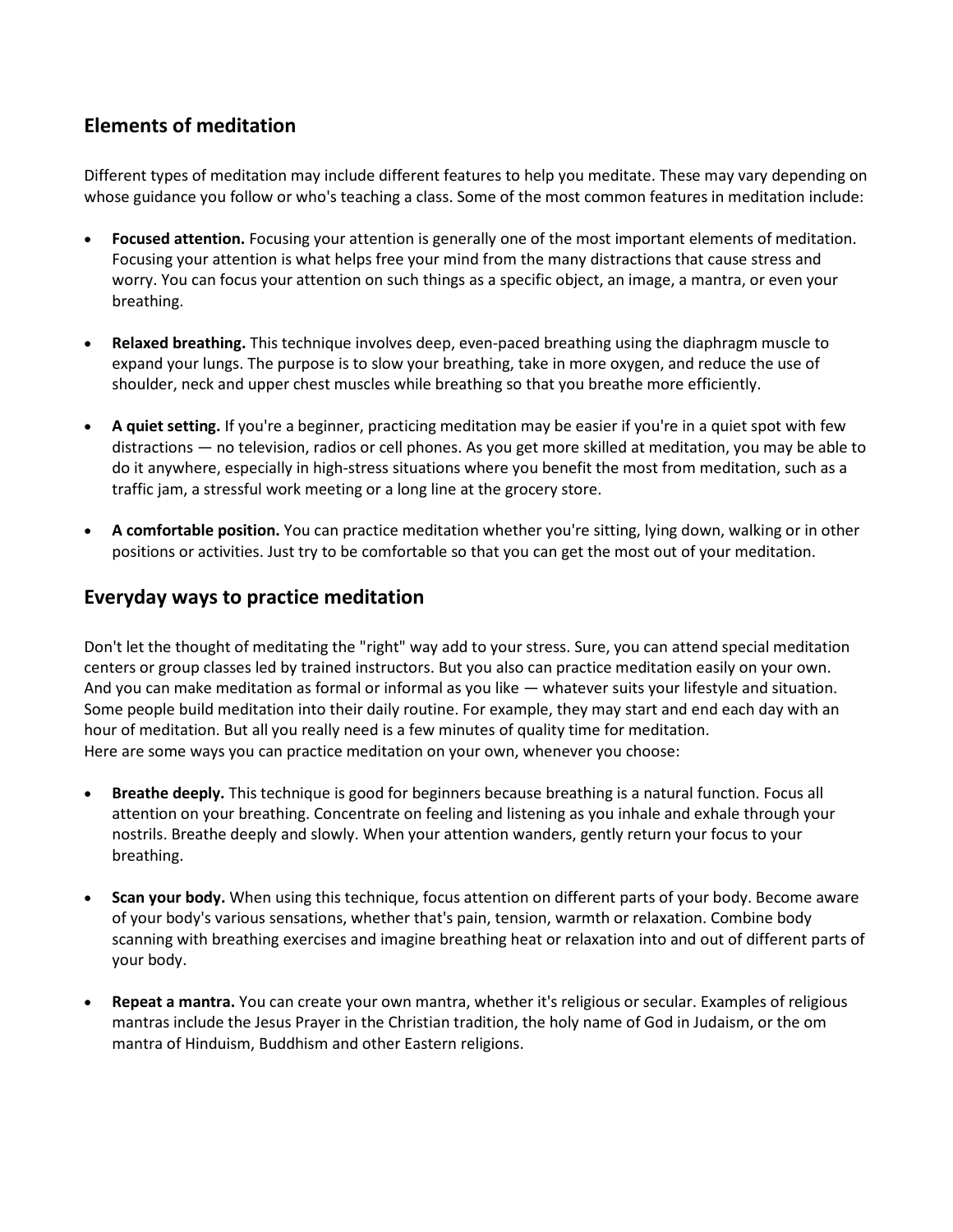## Elements of meditation

Different types of meditation may include different features to help you meditate. These may vary depending on whose guidance you follow or who's teaching a class. Some of the most common features in meditation include:

- **Focused attention.** Focusing your attention is generally one of the most important elements of meditation. Focusing your attention is what helps free your mind from the many distractions that cause stress and worry. You can focus your attention on such things as a specific object, an image, a mantra, or even your breathing.

- **Relaxed breathing.** This technique involves deep, even-paced breathing using the diaphragm muscle to expand your lungs. The purpose is to slow your breathing, take in more oxygen, and reduce the use of shoulder, neck and upper chest muscles while breathing so that you breathe more efficiently.

- **A quiet setting.** If you're a beginner, practicing meditation may be easier if you're in a quiet spot with few distractions — no television, radios or cell phones. As you get more skilled at meditation, you may be able to do it anywhere, especially in high-stress situations where you benefit the most from meditation, such as a traffic jam, a stressful work meeting or a long line at the grocery store.

- **A comfortable position.** You can practice meditation whether you're sitting, lying down, walking or in other positions or activities. Just try to be comfortable so that you can get the most out of your meditation.

## Everyday ways to practice meditation

Don't let the thought of meditating the "right" way add to your stress. Sure, you can attend special meditation centers or group classes led by trained instructors. But you also can practice meditation easily on your own. And you can make meditation as formal or informal as you like — whatever suits your lifestyle and situation. Some people build meditation into their daily routine. For example, they may start and end each day with an hour of meditation. But all you really need is a few minutes of quality time for meditation.
Here are some ways you can practice meditation on your own, whenever you choose:

- **Breathe deeply.** This technique is good for beginners because breathing is a natural function. Focus all attention on your breathing. Concentrate on feeling and listening as you inhale and exhale through your nostrils. Breathe deeply and slowly. When your attention wanders, gently return your focus to your breathing.

- **Scan your body.** When using this technique, focus attention on different parts of your body. Become aware of your body's various sensations, whether that's pain, tension, warmth or relaxation. Combine body scanning with breathing exercises and imagine breathing heat or relaxation into and out of different parts of your body.

- **Repeat a mantra.** You can create your own mantra, whether it's religious or secular. Examples of religious mantras include the Jesus Prayer in the Christian tradition, the holy name of God in Judaism, or the om mantra of Hinduism, Buddhism and other Eastern religions.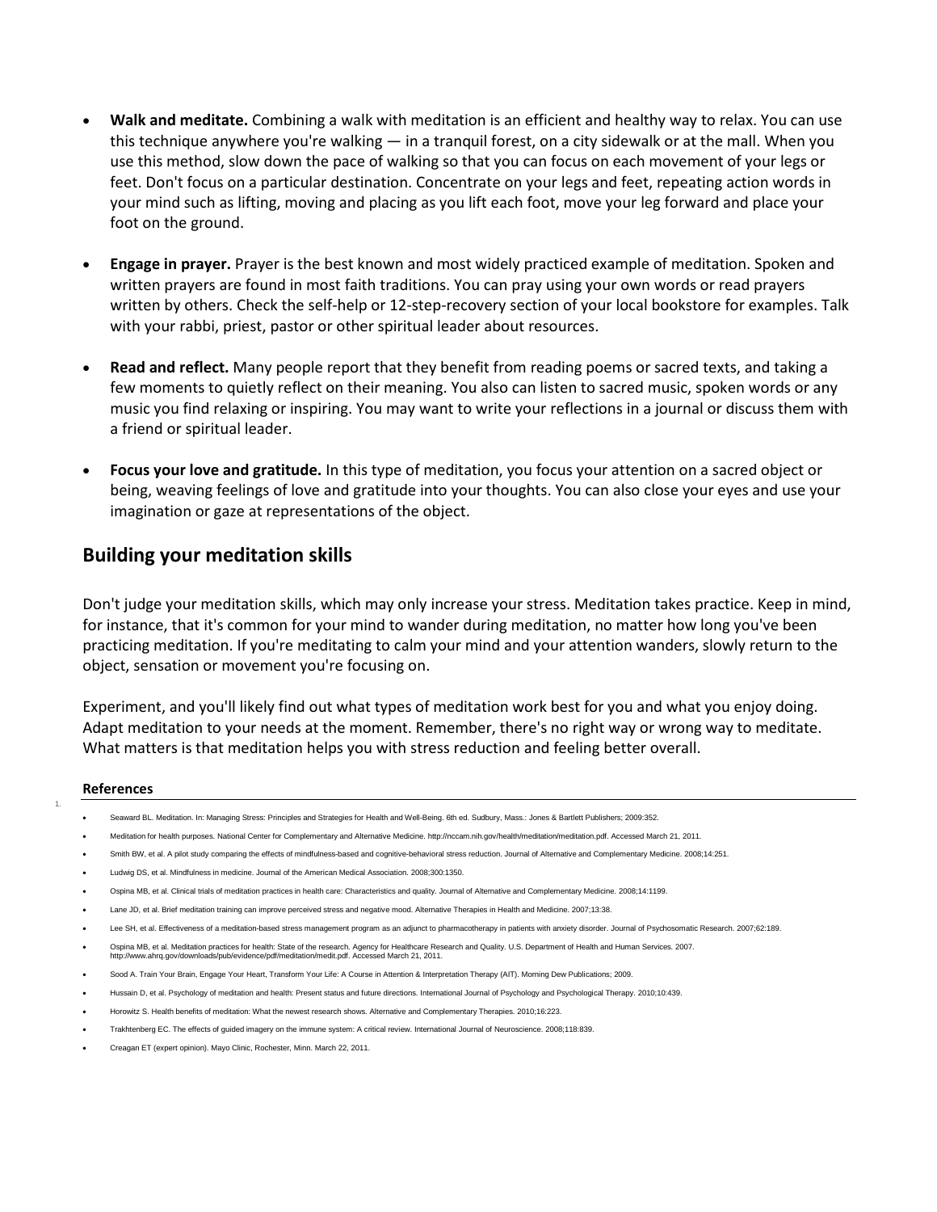- **Walk and meditate.** Combining a walk with meditation is an efficient and healthy way to relax. You can use this technique anywhere you're walking — in a tranquil forest, on a city sidewalk or at the mall. When you use this method, slow down the pace of walking so that you can focus on each movement of your legs or feet. Don't focus on a particular destination. Concentrate on your legs and feet, repeating action words in your mind such as lifting, moving and placing as you lift each foot, move your leg forward and place your foot on the ground.

- **Engage in prayer.** Prayer is the best known and most widely practiced example of meditation. Spoken and written prayers are found in most faith traditions. You can pray using your own words or read prayers written by others. Check the self-help or 12-step-recovery section of your local bookstore for examples. Talk with your rabbi, priest, pastor or other spiritual leader about resources.

- **Read and reflect.** Many people report that they benefit from reading poems or sacred texts, and taking a few moments to quietly reflect on their meaning. You also can listen to sacred music, spoken words or any music you find relaxing or inspiring. You may want to write your reflections in a journal or discuss them with a friend or spiritual leader.

- **Focus your love and gratitude.** In this type of meditation, you focus your attention on a sacred object or being, weaving feelings of love and gratitude into your thoughts. You can also close your eyes and use your imagination or gaze at representations of the object.

## Building your meditation skills

Don't judge your meditation skills, which may only increase your stress. Meditation takes practice. Keep in mind, for instance, that it's common for your mind to wander during meditation, no matter how long you've been practicing meditation. If you're meditating to calm your mind and your attention wanders, slowly return to the object, sensation or movement you're focusing on.

Experiment, and you'll likely find out what types of meditation work best for you and what you enjoy doing. Adapt meditation to your needs at the moment. Remember, there's no right way or wrong way to meditate. What matters is that meditation helps you with stress reduction and feeling better overall.

**References**

1.

- Seaward BL. Meditation. In: Managing Stress: Principles and Strategies for Health and Well-Being. 6th ed. Sudbury, Mass.: Jones & Bartlett Publishers; 2009:352.
- Meditation for health purposes. National Center for Complementary and Alternative Medicine. http://nccam.nih.gov/health/meditation/meditation.pdf. Accessed March 21, 2011.
- Smith BW, et al. A pilot study comparing the effects of mindfulness-based and cognitive-behavioral stress reduction. Journal of Alternative and Complementary Medicine. 2008;14:251.
- Ludwig DS, et al. Mindfulness in medicine. Journal of the American Medical Association. 2008;300:1350.
- Ospina MB, et al. Clinical trials of meditation practices in health care: Characteristics and quality. Journal of Alternative and Complementary Medicine. 2008;14:1199.
- Lane JD, et al. Brief meditation training can improve perceived stress and negative mood. Alternative Therapies in Health and Medicine. 2007;13:38.
- Lee SH, et al. Effectiveness of a meditation-based stress management program as an adjunct to pharmacotherapy in patients with anxiety disorder. Journal of Psychosomatic Research. 2007;62:189.
- Ospina MB, et al. Meditation practices for health: State of the research. Agency for Healthcare Research and Quality. U.S. Department of Health and Human Services. 2007. http://www.ahrq.gov/downloads/pub/evidence/pdf/meditation/medit.pdf. Accessed March 21, 2011.
- Sood A. Train Your Brain, Engage Your Heart, Transform Your Life: A Course in Attention & Interpretation Therapy (AIT). Morning Dew Publications; 2009.
- Hussain D, et al. Psychology of meditation and health: Present status and future directions. International Journal of Psychology and Psychological Therapy. 2010;10:439.
- Horowitz S. Health benefits of meditation: What the newest research shows. Alternative and Complementary Therapies. 2010;16:223.
- Trakhtenberg EC. The effects of guided imagery on the immune system: A critical review. International Journal of Neuroscience. 2008;118:839.
- Creagan ET (expert opinion). Mayo Clinic, Rochester, Minn. March 22, 2011.